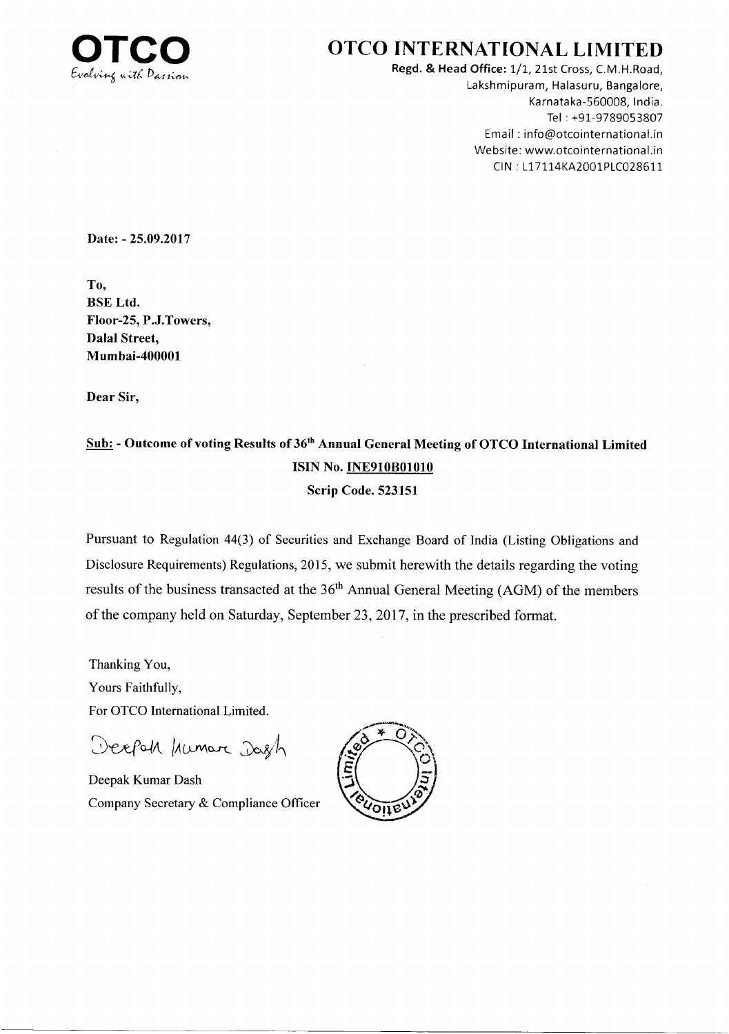**OTCO**
*Evolving with Passion*

# OTCO INTERNATIONAL LIMITED

**Regd. & Head Office:** 1/1, 21st Cross, C.M.H.Road,
Lakshmipuram, Halasuru, Bangalore,
Karnataka-560008, India.
Tel : +91-9789053807
Email : info@otcointernational.in
Website: www.otcointernational.in
CIN : L17114KA2001PLC028611

**Date: - 25.09.2017**

**To,**
**BSE Ltd.**
**Floor-25, P.J.Towers,**
**Dalal Street,**
**Mumbai-400001**

**Dear Sir,**

**Sub: - Outcome of voting Results of 36th Annual General Meeting of OTCO International Limited**
**ISIN No. INE910B01010**
**Scrip Code. 523151**

Pursuant to Regulation 44(3) of Securities and Exchange Board of India (Listing Obligations and Disclosure Requirements) Regulations, 2015, we submit herewith the details regarding the voting results of the business transacted at the 36th Annual General Meeting (AGM) of the members of the company held on Saturday, September 23, 2017, in the prescribed format.

Thanking You,
Yours Faithfully,
For OTCO International Limited.

Deepak Kumar Dash

Deepak Kumar Dash
Company Secretary & Compliance Officer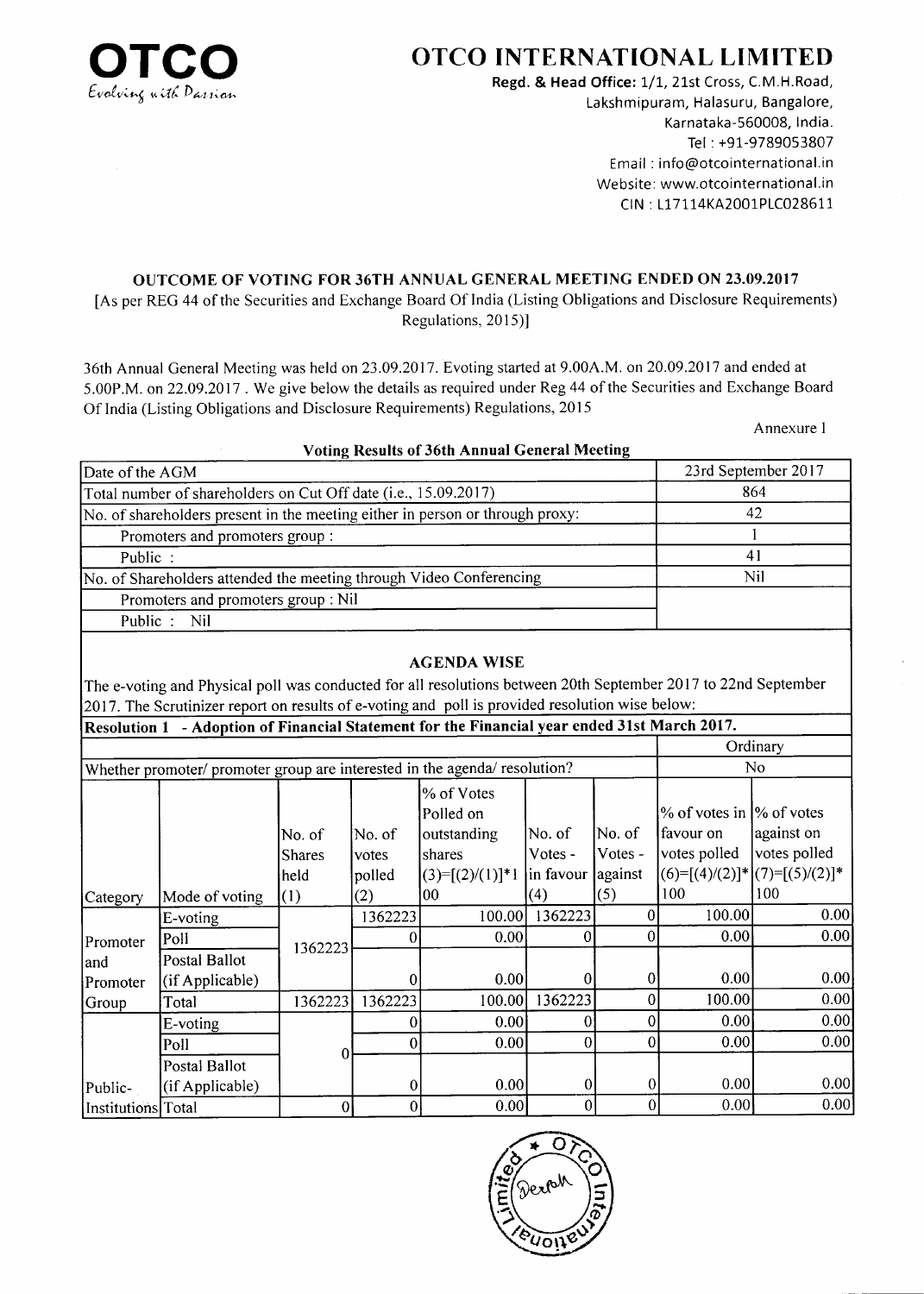# OTCO INTERNATIONAL LIMITED

OTCO
Evolving with Passion

**Regd. & Head Office:** 1/1, 21st Cross, C.M.H.Road, Lakshmipuram, Halasuru, Bangalore, Karnataka-560008, India.
Tel : +91-9789053807
Email : info@otcointernational.in
Website: www.otcointernational.in
CIN : L17114KA2001PLC028611

## OUTCOME OF VOTING FOR 36TH ANNUAL GENERAL MEETING ENDED ON 23.09.2017

[As per REG 44 of the Securities and Exchange Board Of India (Listing Obligations and Disclosure Requirements) Regulations, 2015)]

36th Annual General Meeting was held on 23.09.2017. Evoting started at 9.00A.M. on 20.09.2017 and ended at 5.00P.M. on 22.09.2017 . We give below the details as required under Reg 44 of the Securities and Exchange Board Of India (Listing Obligations and Disclosure Requirements) Regulations, 2015

Annexure 1

**Voting Results of 36th Annual General Meeting**

| | |
|---|---|
| Date of the AGM | 23rd September 2017 |
| Total number of shareholders on Cut Off date (i.e., 15.09.2017) | 864 |
| No. of shareholders present in the meeting either in person or through proxy: | 42 |
| Promoters and promoters group : | 1 |
| Public : | 41 |
| No. of Shareholders attended the meeting through Video Conferencing | Nil |
| Promoters and promoters group : Nil | |
| Public : Nil | |

**AGENDA WISE**

The e-voting and Physical poll was conducted for all resolutions between 20th September 2017 to 22nd September 2017. The Scrutinizer report on results of e-voting and poll is provided resolution wise below:

**Resolution 1 - Adoption of Financial Statement for the Financial year ended 31st March 2017.**

| | | | | | | | | |
|---|---|---|---|---|---|---|---|---|
| | | | | | | | Ordinary | |
| Whether promoter/ promoter group are interested in the agenda/ resolution? | | | | | | | No | |
| Category | Mode of voting | No. of Shares held (1) | No. of votes polled (2) | % of Votes Polled on outstanding shares (3)=[(2)/(1)]*100 | No. of Votes - in favour (4) | No. of Votes - against (5) | % of votes in favour on votes polled (6)=[(4)/(2)]*100 | % of votes against on votes polled (7)=[(5)/(2)]*100 |
| Promoter and Promoter Group | E-voting | 1362223 | 1362223 | 100.00 | 1362223 | 0 | 100.00 | 0.00 |
| | Poll | | 0 | 0.00 | 0 | 0 | 0.00 | 0.00 |
| | Postal Ballot (if Applicable) | | 0 | 0.00 | 0 | 0 | 0.00 | 0.00 |
| | Total | 1362223 | 1362223 | 100.00 | 1362223 | 0 | 100.00 | 0.00 |
| Public-Institutions | E-voting | 0 | 0 | 0.00 | 0 | 0 | 0.00 | 0.00 |
| | Poll | | 0 | 0.00 | 0 | 0 | 0.00 | 0.00 |
| | Postal Ballot (if Applicable) | | 0 | 0.00 | 0 | 0 | 0.00 | 0.00 |
| | Total | 0 | 0 | 0.00 | 0 | 0 | 0.00 | 0.00 |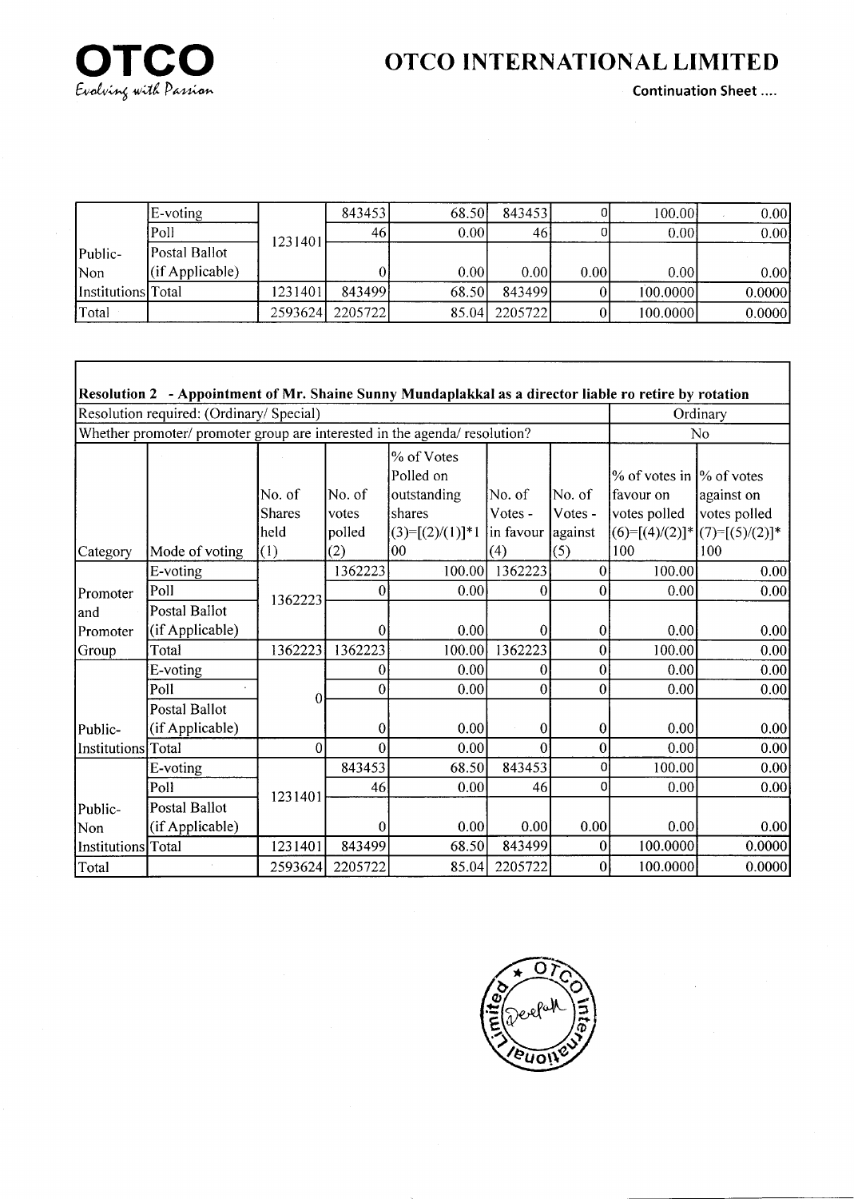# OTCO INTERNATIONAL LIMITED

**Continuation Sheet ....**

| | E-voting | 1231401 | 843453 | 68.50 | 843453 | 0 | 100.00 | 0.00 |
|---|---|---|---|---|---|---|---|---|
| | Poll | | 46 | 0.00 | 46 | 0 | 0.00 | 0.00 |
| Public-Non | Postal Ballot (if Applicable) | | 0 | 0.00 | 0.00 | 0.00 | 0.00 | 0.00 |
| Institutions | Total | 1231401 | 843499 | 68.50 | 843499 | 0 | 100.0000 | 0.0000 |
| Total | | 2593624 | 2205722 | 85.04 | 2205722 | 0 | 100.0000 | 0.0000 |

**Resolution 2 - Appointment of Mr. Shaine Sunny Mundaplakkal as a director liable ro retire by rotation**

| Resolution required: (Ordinary/ Special) | Ordinary |
|---|---|
| Whether promoter/ promoter group are interested in the agenda/ resolution? | No |

| Category | Mode of voting | No. of Shares held (1) | No. of votes polled (2) | % of Votes Polled on outstanding shares (3)=[(2)/(1)]*100 | No. of Votes - in favour (4) | No. of Votes - against (5) | % of votes in favour on votes polled (6)=[(4)/(2)]*100 | % of votes against on votes polled (7)=[(5)/(2)]*100 |
|---|---|---|---|---|---|---|---|---|
| | E-voting | 1362223 | 1362223 | 100.00 | 1362223 | 0 | 100.00 | 0.00 |
| Promoter | Poll | | 0 | 0.00 | 0 | 0 | 0.00 | 0.00 |
| and Promoter | Postal Ballot (if Applicable) | | 0 | 0.00 | 0 | 0 | 0.00 | 0.00 |
| Group | Total | 1362223 | 1362223 | 100.00 | 1362223 | 0 | 100.00 | 0.00 |
| | E-voting | 0 | 0 | 0.00 | 0 | 0 | 0.00 | 0.00 |
| | Poll | | 0 | 0.00 | 0 | 0 | 0.00 | 0.00 |
| Public- | Postal Ballot (if Applicable) | | 0 | 0.00 | 0 | 0 | 0.00 | 0.00 |
| Institutions | Total | 0 | 0 | 0.00 | 0 | 0 | 0.00 | 0.00 |
| | E-voting | 1231401 | 843453 | 68.50 | 843453 | 0 | 100.00 | 0.00 |
| | Poll | | 46 | 0.00 | 46 | 0 | 0.00 | 0.00 |
| Public-Non | Postal Ballot (if Applicable) | | 0 | 0.00 | 0.00 | 0.00 | 0.00 | 0.00 |
| Institutions | Total | 1231401 | 843499 | 68.50 | 843499 | 0 | 100.0000 | 0.0000 |
| Total | | 2593624 | 2205722 | 85.04 | 2205722 | 0 | 100.0000 | 0.0000 |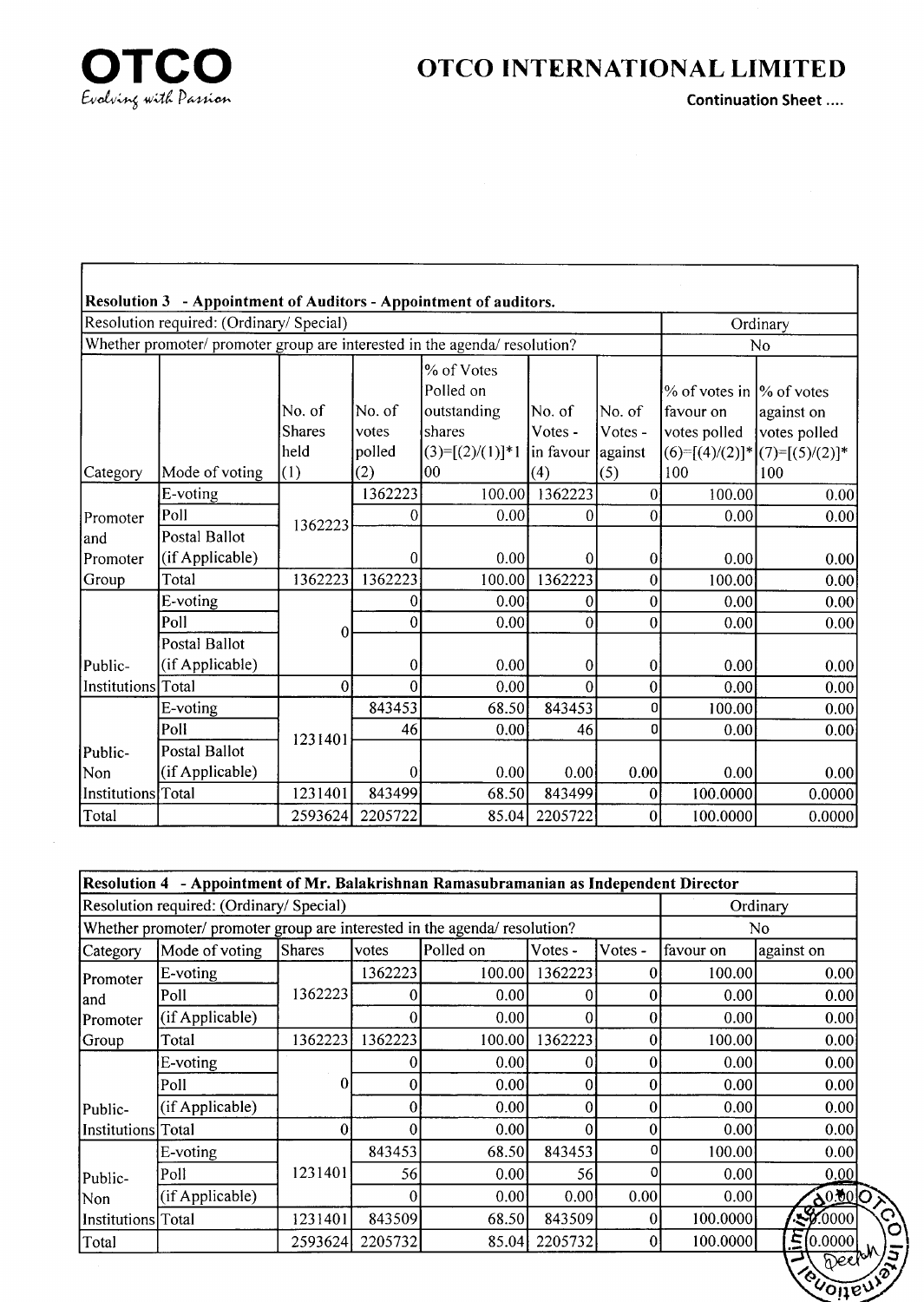**OTCO INTERNATIONAL LIMITED**

**Continuation Sheet ....**

| **Resolution 3 - Appointment of Auditors - Appointment of auditors.** | | | | | | | | |
|---|---|---|---|---|---|---|---|---|
| Resolution required: (Ordinary/ Special) | | | | | | | Ordinary | |
| Whether promoter/ promoter group are interested in the agenda/ resolution? | | | | | | | No | |
| Category | Mode of voting | No. of Shares held (1) | No. of votes polled (2) | % of Votes Polled on outstanding shares (3)=[(2)/(1)]*100 | No. of Votes - in favour (4) | No. of Votes - against (5) | % of votes in favour on votes polled (6)=[(4)/(2)]*100 | % of votes against on votes polled (7)=[(5)/(2)]*100 |
| Promoter and Promoter Group | E-voting | 1362223 | 1362223 | 100.00 | 1362223 | 0 | 100.00 | 0.00 |
| | Poll | | 0 | 0.00 | 0 | 0 | 0.00 | 0.00 |
| | Postal Ballot (if Applicable) | | 0 | 0.00 | 0 | 0 | 0.00 | 0.00 |
| | Total | 1362223 | 1362223 | 100.00 | 1362223 | 0 | 100.00 | 0.00 |
| Public-Institutions | E-voting | 0 | 0 | 0.00 | 0 | 0 | 0.00 | 0.00 |
| | Poll | | 0 | 0.00 | 0 | 0 | 0.00 | 0.00 |
| | Postal Ballot (if Applicable) | | 0 | 0.00 | 0 | 0 | 0.00 | 0.00 |
| | Total | 0 | 0 | 0.00 | 0 | 0 | 0.00 | 0.00 |
| Public-Non Institutions | E-voting | 1231401 | 843453 | 68.50 | 843453 | 0 | 100.00 | 0.00 |
| | Poll | | 46 | 0.00 | 46 | 0 | 0.00 | 0.00 |
| | Postal Ballot (if Applicable) | | 0 | 0.00 | 0.00 | 0.00 | 0.00 | 0.00 |
| | Total | 1231401 | 843499 | 68.50 | 843499 | 0 | 100.0000 | 0.0000 |
| Total | | 2593624 | 2205722 | 85.04 | 2205722 | 0 | 100.0000 | 0.0000 |

| **Resolution 4 - Appointment of Mr. Balakrishnan Ramasubramanian as Independent Director** | | | | | | | | |
|---|---|---|---|---|---|---|---|---|
| Resolution required: (Ordinary/ Special) | | | | | | | Ordinary | |
| Whether promoter/ promoter group are interested in the agenda/ resolution? | | | | | | | No | |
| Category | Mode of voting | Shares | votes | Polled on | Votes - | Votes - | favour on | against on |
| Promoter and Promoter Group | E-voting | 1362223 | 1362223 | 100.00 | 1362223 | 0 | 100.00 | 0.00 |
| | Poll | | 0 | 0.00 | 0 | 0 | 0.00 | 0.00 |
| | (if Applicable) | | 0 | 0.00 | 0 | 0 | 0.00 | 0.00 |
| | Total | 1362223 | 1362223 | 100.00 | 1362223 | 0 | 100.00 | 0.00 |
| Public-Institutions | E-voting | 0 | 0 | 0.00 | 0 | 0 | 0.00 | 0.00 |
| | Poll | | 0 | 0.00 | 0 | 0 | 0.00 | 0.00 |
| | (if Applicable) | | 0 | 0.00 | 0 | 0 | 0.00 | 0.00 |
| | Total | 0 | 0 | 0.00 | 0 | 0 | 0.00 | 0.00 |
| Public-Non Institutions | E-voting | 1231401 | 843453 | 68.50 | 843453 | 0 | 100.00 | 0.00 |
| | Poll | | 56 | 0.00 | 56 | 0 | 0.00 | 0.00 |
| | (if Applicable) | | 0 | 0.00 | 0.00 | 0.00 | 0.00 | 0.00 |
| | Total | 1231401 | 843509 | 68.50 | 843509 | 0 | 100.0000 | 0.0000 |
| Total | | 2593624 | 2205732 | 85.04 | 2205732 | 0 | 100.0000 | 0.0000 |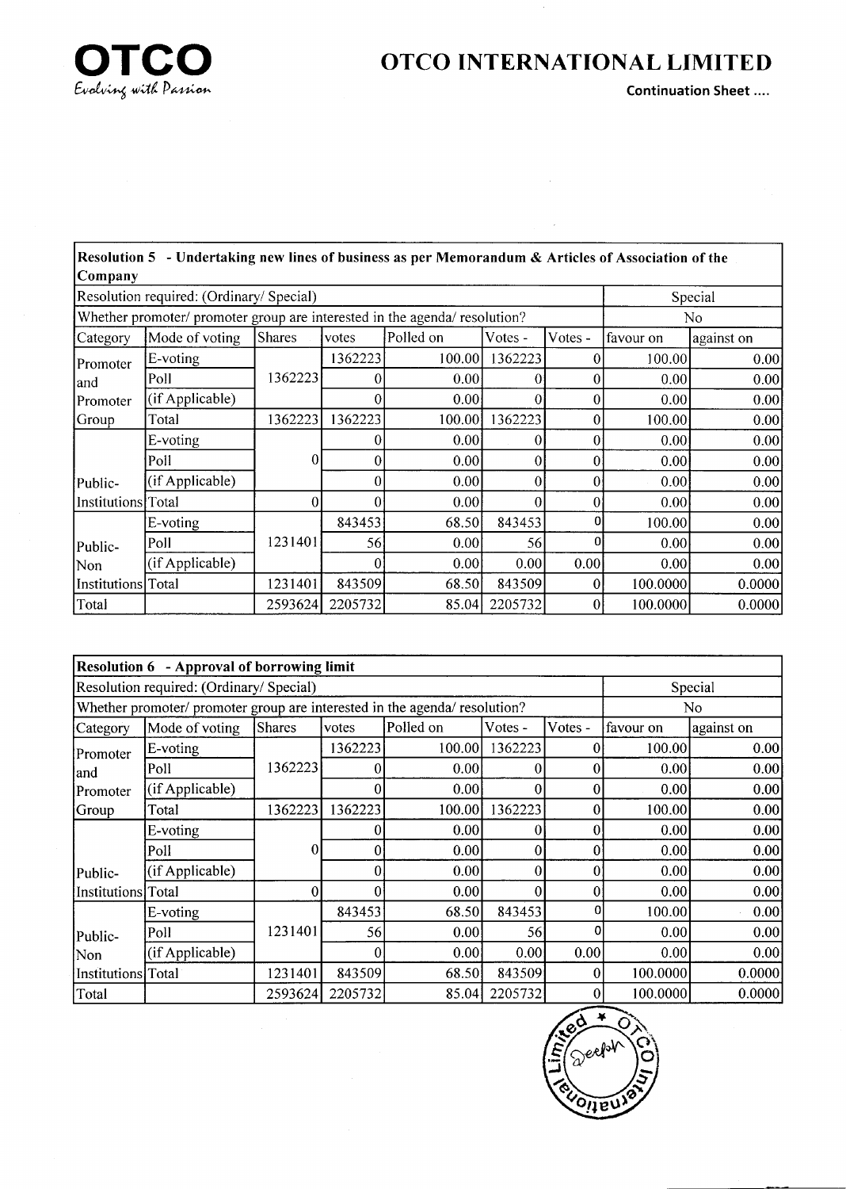# OTCO INTERNATIONAL LIMITED

**Continuation Sheet ....**

| **Resolution 5 - Undertaking new lines of business as per Memorandum & Articles of Association of the Company** | | | | | | | | |
|---|---|---|---|---|---|---|---|---|
| Resolution required: (Ordinary/ Special) | | | | | | | Special | |
| Whether promoter/ promoter group are interested in the agenda/ resolution? | | | | | | | No | |
| Category | Mode of voting | Shares | votes | Polled on | Votes - | Votes - | favour on | against on |
| Promoter and Promoter Group | E-voting | 1362223 | 1362223 | 100.00 | 1362223 | 0 | 100.00 | 0.00 |
| | Poll | | 0 | 0.00 | 0 | 0 | 0.00 | 0.00 |
| | (if Applicable) | | 0 | 0.00 | 0 | 0 | 0.00 | 0.00 |
| | Total | 1362223 | 1362223 | 100.00 | 1362223 | 0 | 100.00 | 0.00 |
| Public-Institutions | E-voting | 0 | 0 | 0.00 | 0 | 0 | 0.00 | 0.00 |
| | Poll | | 0 | 0.00 | 0 | 0 | 0.00 | 0.00 |
| | (if Applicable) | | 0 | 0.00 | 0 | 0 | 0.00 | 0.00 |
| | Total | 0 | 0 | 0.00 | 0 | 0 | 0.00 | 0.00 |
| Public-Non Institutions | E-voting | 1231401 | 843453 | 68.50 | 843453 | 0 | 100.00 | 0.00 |
| | Poll | | 56 | 0.00 | 56 | 0 | 0.00 | 0.00 |
| | (if Applicable) | | 0 | 0.00 | 0.00 | 0.00 | 0.00 | 0.00 |
| | Total | 1231401 | 843509 | 68.50 | 843509 | 0 | 100.0000 | 0.0000 |
| Total | | 2593624 | 2205732 | 85.04 | 2205732 | 0 | 100.0000 | 0.0000 |

| **Resolution 6 - Approval of borrowing limit** | | | | | | | | |
|---|---|---|---|---|---|---|---|---|
| Resolution required: (Ordinary/ Special) | | | | | | | Special | |
| Whether promoter/ promoter group are interested in the agenda/ resolution? | | | | | | | No | |
| Category | Mode of voting | Shares | votes | Polled on | Votes - | Votes - | favour on | against on |
| Promoter and Promoter Group | E-voting | 1362223 | 1362223 | 100.00 | 1362223 | 0 | 100.00 | 0.00 |
| | Poll | | 0 | 0.00 | 0 | 0 | 0.00 | 0.00 |
| | (if Applicable) | | 0 | 0.00 | 0 | 0 | 0.00 | 0.00 |
| | Total | 1362223 | 1362223 | 100.00 | 1362223 | 0 | 100.00 | 0.00 |
| Public-Institutions | E-voting | 0 | 0 | 0.00 | 0 | 0 | 0.00 | 0.00 |
| | Poll | | 0 | 0.00 | 0 | 0 | 0.00 | 0.00 |
| | (if Applicable) | | 0 | 0.00 | 0 | 0 | 0.00 | 0.00 |
| | Total | 0 | 0 | 0.00 | 0 | 0 | 0.00 | 0.00 |
| Public-Non Institutions | E-voting | 1231401 | 843453 | 68.50 | 843453 | 0 | 100.00 | 0.00 |
| | Poll | | 56 | 0.00 | 56 | 0 | 0.00 | 0.00 |
| | (if Applicable) | | 0 | 0.00 | 0.00 | 0.00 | 0.00 | 0.00 |
| | Total | 1231401 | 843509 | 68.50 | 843509 | 0 | 100.0000 | 0.0000 |
| Total | | 2593624 | 2205732 | 85.04 | 2205732 | 0 | 100.0000 | 0.0000 |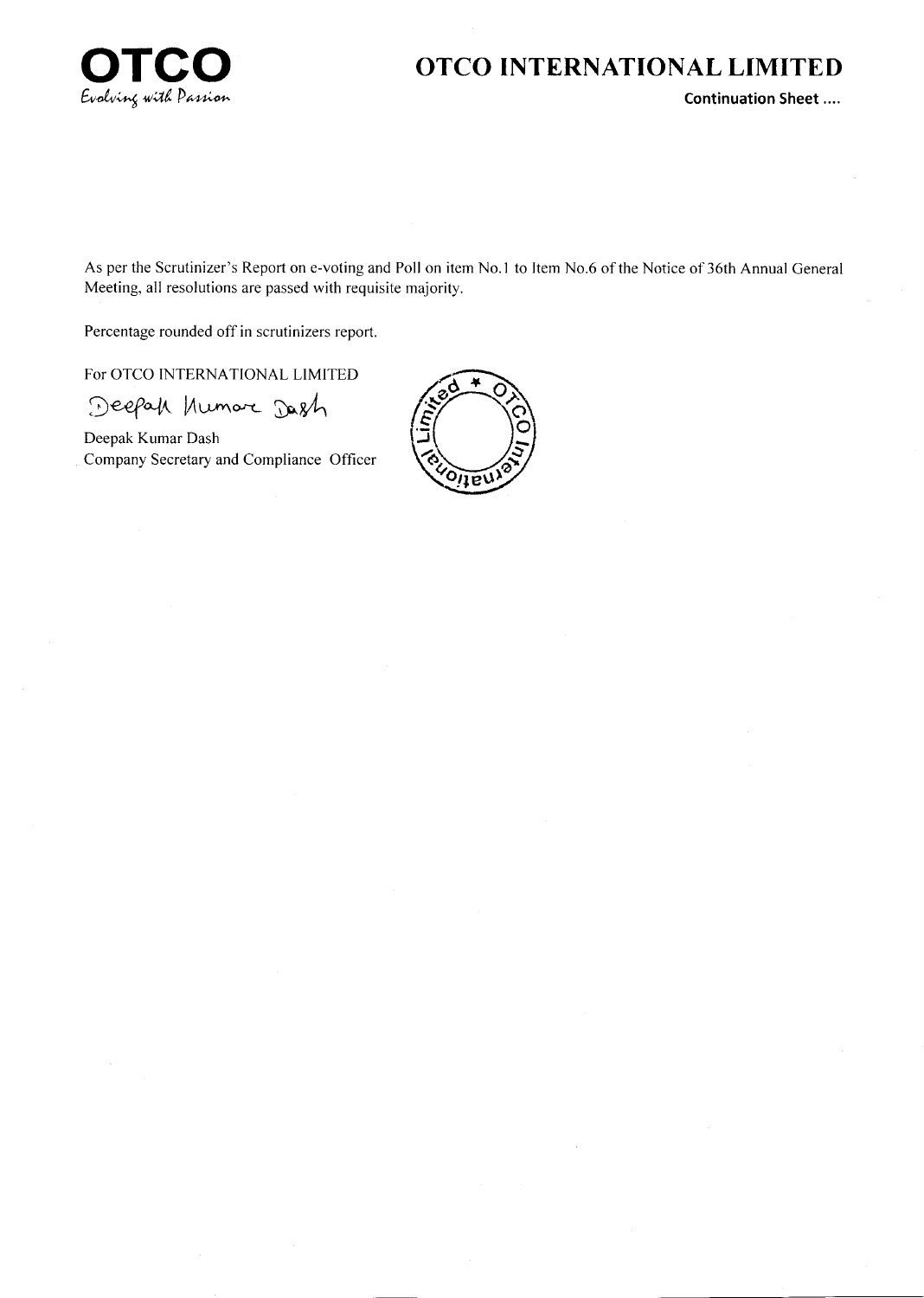As per the Scrutinizer's Report on e-voting and Poll on item No.1 to Item No.6 of the Notice of 36th Annual General Meeting, all resolutions are passed with requisite majority.

Percentage rounded off in scrutinizers report.

For OTCO INTERNATIONAL LIMITED

Deepak Kumar Dash

Deepak Kumar Dash
Company Secretary and Compliance Officer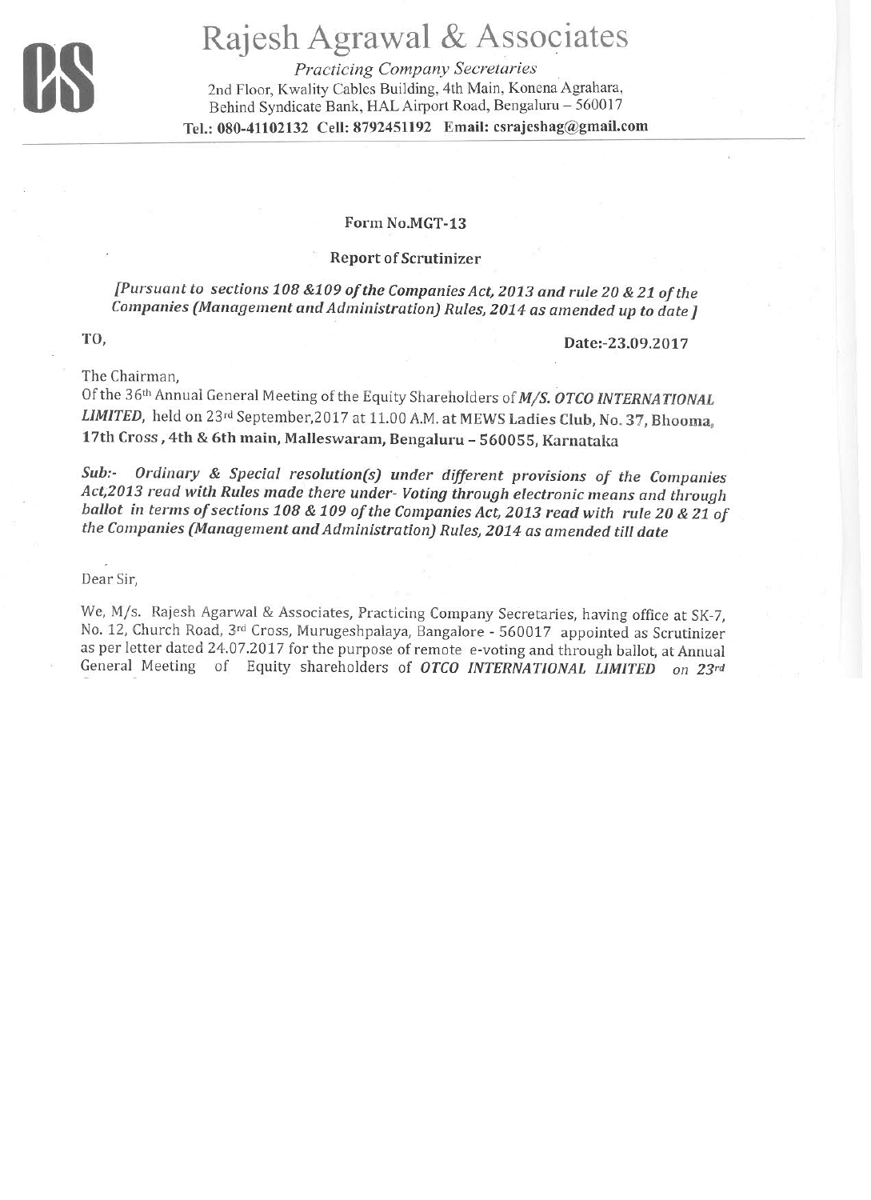# Rajesh Agrawal & Associates

*Practicing Company Secretaries*
2nd Floor, Kwality Cables Building, 4th Main, Konena Agrahara,
Behind Syndicate Bank, HAL Airport Road, Bengaluru – 560017
**Tel.: 080-41102132 Cell: 8792451192 Email: csrajeshag@gmail.com**

**Form No.MGT-13**

**Report of Scrutinizer**

***[Pursuant to sections 108 &109 of the Companies Act, 2013 and rule 20 & 21 of the Companies (Management and Administration) Rules, 2014 as amended up to date ]***

**TO,** **Date:-23.09.2017**

The Chairman,
Of the 36th Annual General Meeting of the Equity Shareholders of ***M/S. OTCO INTERNATIONAL LIMITED***, held on 23rd September,2017 at 11.00 A.M. at **MEWS Ladies Club, No. 37, Bhooma, 17th Cross , 4th & 6th main, Malleswaram, Bengaluru – 560055, Karnataka**

***Sub:- Ordinary & Special resolution(s) under different provisions of the Companies Act,2013 read with Rules made there under- Voting through electronic means and through ballot in terms of sections 108 & 109 of the Companies Act, 2013 read with rule 20 & 21 of the Companies (Management and Administration) Rules, 2014 as amended till date***

Dear Sir,

We, M/s. Rajesh Agarwal & Associates, Practicing Company Secretaries, having office at SK-7, No. 12, Church Road, 3rd Cross, Murugeshpalaya, Bangalore - 560017 appointed as Scrutinizer as per letter dated 24.07.2017 for the purpose of remote e-voting and through ballot, at Annual General Meeting of Equity shareholders of ***OTCO INTERNATIONAL LIMITED*** on *23rd*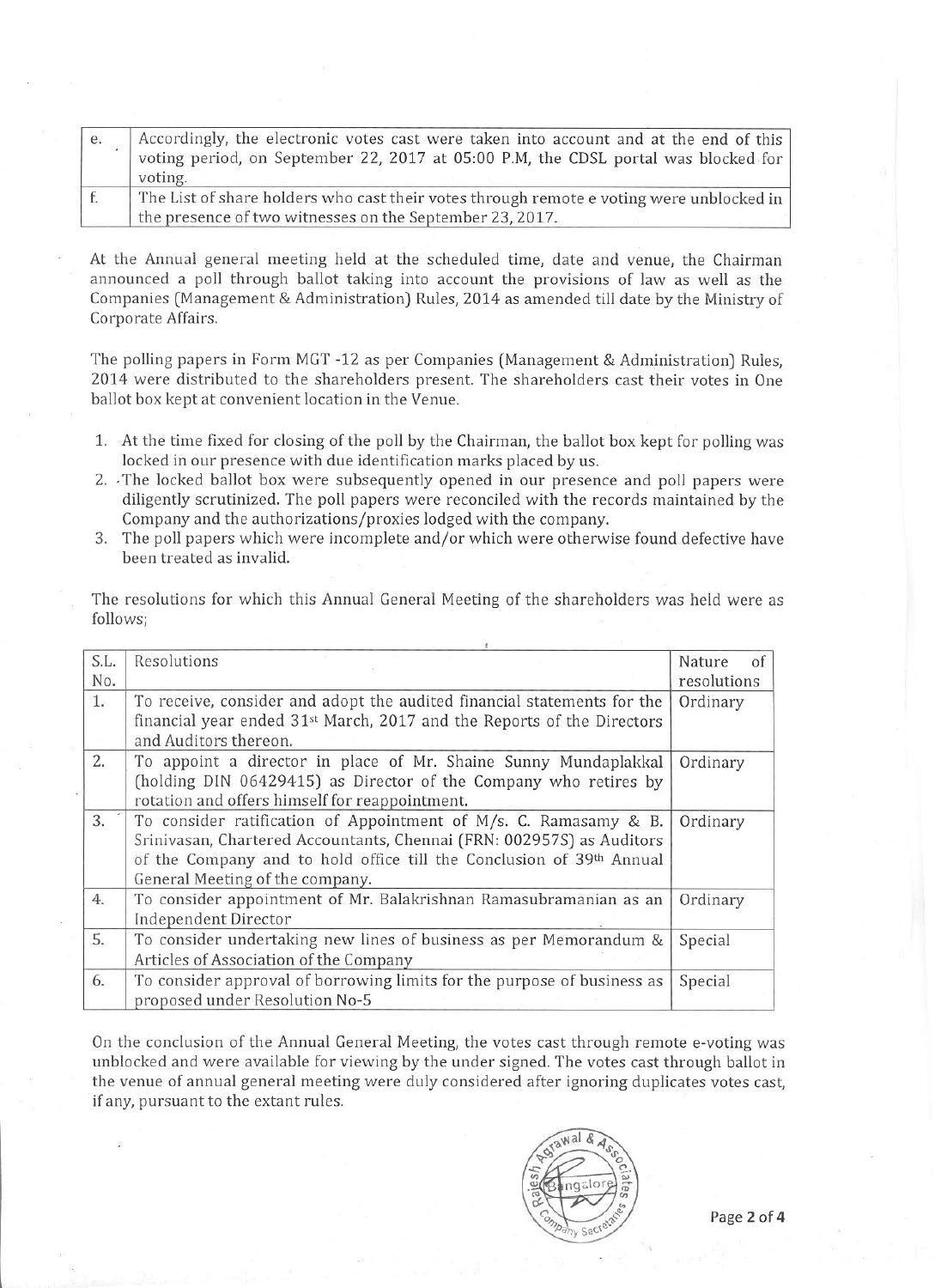| e. | Accordingly, the electronic votes cast were taken into account and at the end of this voting period, on September 22, 2017 at 05:00 P.M, the CDSL portal was blocked for voting. |
|---|---|
| f. | The List of share holders who cast their votes through remote e voting were unblocked in the presence of two witnesses on the September 23, 2017. |

At the Annual general meeting held at the scheduled time, date and venue, the Chairman announced a poll through ballot taking into account the provisions of law as well as the Companies (Management & Administration) Rules, 2014 as amended till date by the Ministry of Corporate Affairs.

The polling papers in Form MGT -12 as per Companies (Management & Administration) Rules, 2014 were distributed to the shareholders present. The shareholders cast their votes in One ballot box kept at convenient location in the Venue.

1. At the time fixed for closing of the poll by the Chairman, the ballot box kept for polling was locked in our presence with due identification marks placed by us.
2. The locked ballot box were subsequently opened in our presence and poll papers were diligently scrutinized. The poll papers were reconciled with the records maintained by the Company and the authorizations/proxies lodged with the company.
3. The poll papers which were incomplete and/or which were otherwise found defective have been treated as invalid.

The resolutions for which this Annual General Meeting of the shareholders was held were as follows;

| S.L. No. | Resolutions | Nature of resolutions |
|---|---|---|
| 1. | To receive, consider and adopt the audited financial statements for the financial year ended 31st March, 2017 and the Reports of the Directors and Auditors thereon. | Ordinary |
| 2. | To appoint a director in place of Mr. Shaine Sunny Mundaplakkal (holding DIN 06429415) as Director of the Company who retires by rotation and offers himself for reappointment. | Ordinary |
| 3. | To consider ratification of Appointment of M/s. C. Ramasamy & B. Srinivasan, Chartered Accountants, Chennai (FRN: 002957S) as Auditors of the Company and to hold office till the Conclusion of 39th Annual General Meeting of the company. | Ordinary |
| 4. | To consider appointment of Mr. Balakrishnan Ramasubramanian as an Independent Director | Ordinary |
| 5. | To consider undertaking new lines of business as per Memorandum & Articles of Association of the Company | Special |
| 6. | To consider approval of borrowing limits for the purpose of business as proposed under Resolution No-5 | Special |

On the conclusion of the Annual General Meeting, the votes cast through remote e-voting was unblocked and were available for viewing by the under signed. The votes cast through ballot in the venue of annual general meeting were duly considered after ignoring duplicates votes cast, if any, pursuant to the extant rules.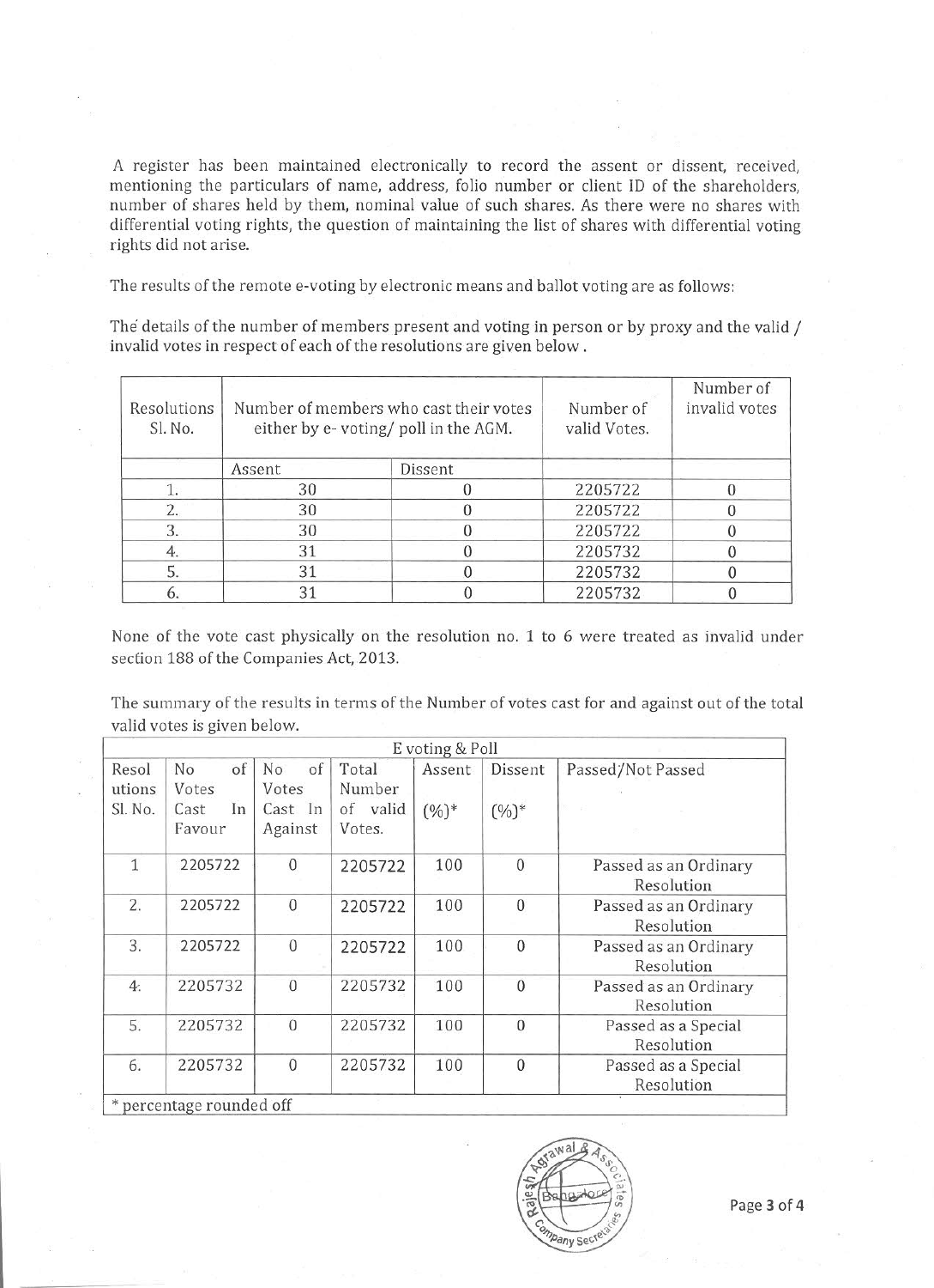A register has been maintained electronically to record the assent or dissent, received, mentioning the particulars of name, address, folio number or client ID of the shareholders, number of shares held by them, nominal value of such shares. As there were no shares with differential voting rights, the question of maintaining the list of shares with differential voting rights did not arise.

The results of the remote e-voting by electronic means and ballot voting are as follows:

The details of the number of members present and voting in person or by proxy and the valid / invalid votes in respect of each of the resolutions are given below .

| Resolutions Sl. No. | Number of members who cast their votes either by e- voting/ poll in the AGM. | | Number of valid Votes. | Number of invalid votes |
|---|---|---|---|---|
| | Assent | Dissent | | |
| 1. | 30 | 0 | 2205722 | 0 |
| 2. | 30 | 0 | 2205722 | 0 |
| 3. | 30 | 0 | 2205722 | 0 |
| 4. | 31 | 0 | 2205732 | 0 |
| 5. | 31 | 0 | 2205732 | 0 |
| 6. | 31 | 0 | 2205732 | 0 |

None of the vote cast physically on the resolution no. 1 to 6 were treated as invalid under section 188 of the Companies Act, 2013.

The summary of the results in terms of the Number of votes cast for and against out of the total valid votes is given below.

| E voting & Poll | | | | | | |
|---|---|---|---|---|---|---|
| Resolutions Sl. No. | No of Votes Cast In Favour | No of Votes Cast In Against | Total Number of valid Votes. | Assent (%)* | Dissent (%)* | Passed/Not Passed |
| 1 | 2205722 | 0 | 2205722 | 100 | 0 | Passed as an Ordinary Resolution |
| 2. | 2205722 | 0 | 2205722 | 100 | 0 | Passed as an Ordinary Resolution |
| 3. | 2205722 | 0 | 2205722 | 100 | 0 | Passed as an Ordinary Resolution |
| 4. | 2205732 | 0 | 2205732 | 100 | 0 | Passed as an Ordinary Resolution |
| 5. | 2205732 | 0 | 2205732 | 100 | 0 | Passed as a Special Resolution |
| 6. | 2205732 | 0 | 2205732 | 100 | 0 | Passed as a Special Resolution |

* percentage rounded off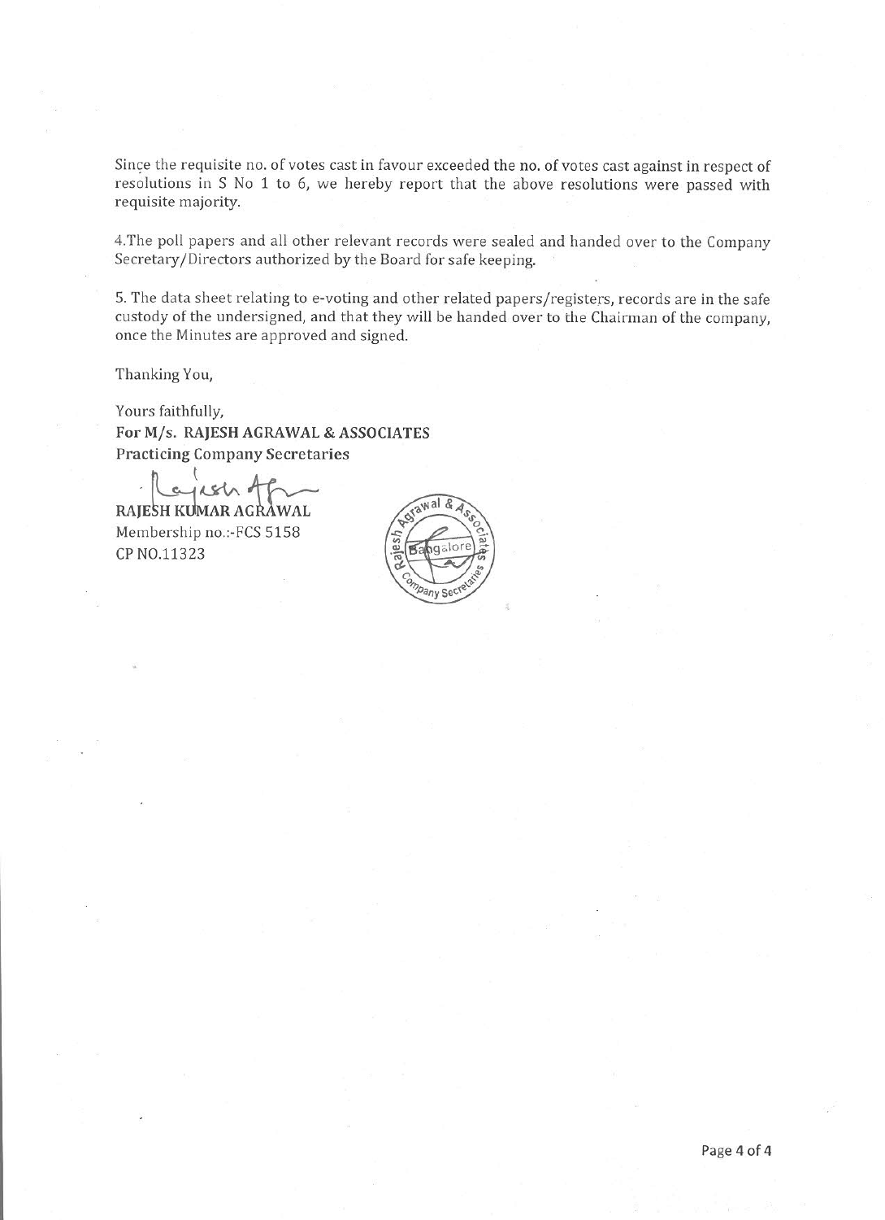Since the requisite no. of votes cast in favour exceeded the no. of votes cast against in respect of resolutions in S No 1 to 6, we hereby report that the above resolutions were passed with requisite majority.

4.The poll papers and all other relevant records were sealed and handed over to the Company Secretary/Directors authorized by the Board for safe keeping.

5. The data sheet relating to e-voting and other related papers/registers, records are in the safe custody of the undersigned, and that they will be handed over to the Chairman of the company, once the Minutes are approved and signed.

Thanking You,

Yours faithfully,
**For M/s. RAJESH AGRAWAL & ASSOCIATES**
**Practicing Company Secretaries**

**RAJESH KUMAR AGRAWAL**
Membership no.:-FCS 5158
CP NO.11323